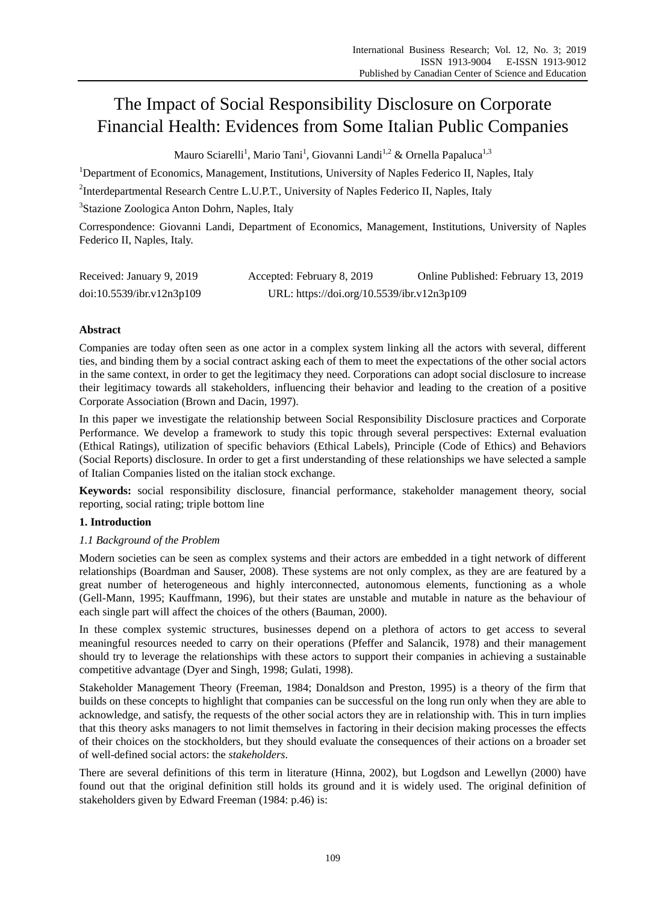# The Impact of Social Responsibility Disclosure on Corporate Financial Health: Evidences from Some Italian Public Companies

Mauro Sciarelli[1], Mario Tani[1], Giovanni Landi[1,2] & Ornella Papaluca[1,3]

[1]Department of Economics, Management, Institutions, University of Naples Federico II, Naples, Italy

[2]Interdepartmental Research Centre L.U.P.T., University of Naples Federico II, Naples, Italy

[3]Stazione Zoologica Anton Dohrn, Naples, Italy

Correspondence: Giovanni Landi, Department of Economics, Management, Institutions, University of Naples Federico II, Naples, Italy.

Received: January 9, 2019 Accepted: February 8, 2019 Online Published: February 13, 2019

doi:10.5539/ibr.v12n3p109 URL: https://doi.org/10.5539/ibr.v12n3p109

## Abstract

Companies are today often seen as one actor in a complex system linking all the actors with several, different ties, and binding them by a social contract asking each of them to meet the expectations of the other social actors in the same context, in order to get the legitimacy they need. Corporations can adopt social disclosure to increase their legitimacy towards all stakeholders, influencing their behavior and leading to the creation of a positive Corporate Association (Brown and Dacin, 1997).

In this paper we investigate the relationship between Social Responsibility Disclosure practices and Corporate Performance. We develop a framework to study this topic through several perspectives: External evaluation (Ethical Ratings), utilization of specific behaviors (Ethical Labels), Principle (Code of Ethics) and Behaviors (Social Reports) disclosure. In order to get a first understanding of these relationships we have selected a sample of Italian Companies listed on the italian stock exchange.

**Keywords:** social responsibility disclosure, financial performance, stakeholder management theory, social reporting, social rating; triple bottom line

## 1. Introduction

### *1.1 Background of the Problem*

Modern societies can be seen as complex systems and their actors are embedded in a tight network of different relationships (Boardman and Sauser, 2008). These systems are not only complex, as they are are featured by a great number of heterogeneous and highly interconnected, autonomous elements, functioning as a whole (Gell-Mann, 1995; Kauffmann, 1996), but their states are unstable and mutable in nature as the behaviour of each single part will affect the choices of the others (Bauman, 2000).

In these complex systemic structures, businesses depend on a plethora of actors to get access to several meaningful resources needed to carry on their operations (Pfeffer and Salancik, 1978) and their management should try to leverage the relationships with these actors to support their companies in achieving a sustainable competitive advantage (Dyer and Singh, 1998; Gulati, 1998).

Stakeholder Management Theory (Freeman, 1984; Donaldson and Preston, 1995) is a theory of the firm that builds on these concepts to highlight that companies can be successful on the long run only when they are able to acknowledge, and satisfy, the requests of the other social actors they are in relationship with. This in turn implies that this theory asks managers to not limit themselves in factoring in their decision making processes the effects of their choices on the stockholders, but they should evaluate the consequences of their actions on a broader set of well-defined social actors: the *stakeholders*.

There are several definitions of this term in literature (Hinna, 2002), but Logdson and Lewellyn (2000) have found out that the original definition still holds its ground and it is widely used. The original definition of stakeholders given by Edward Freeman (1984: p.46) is: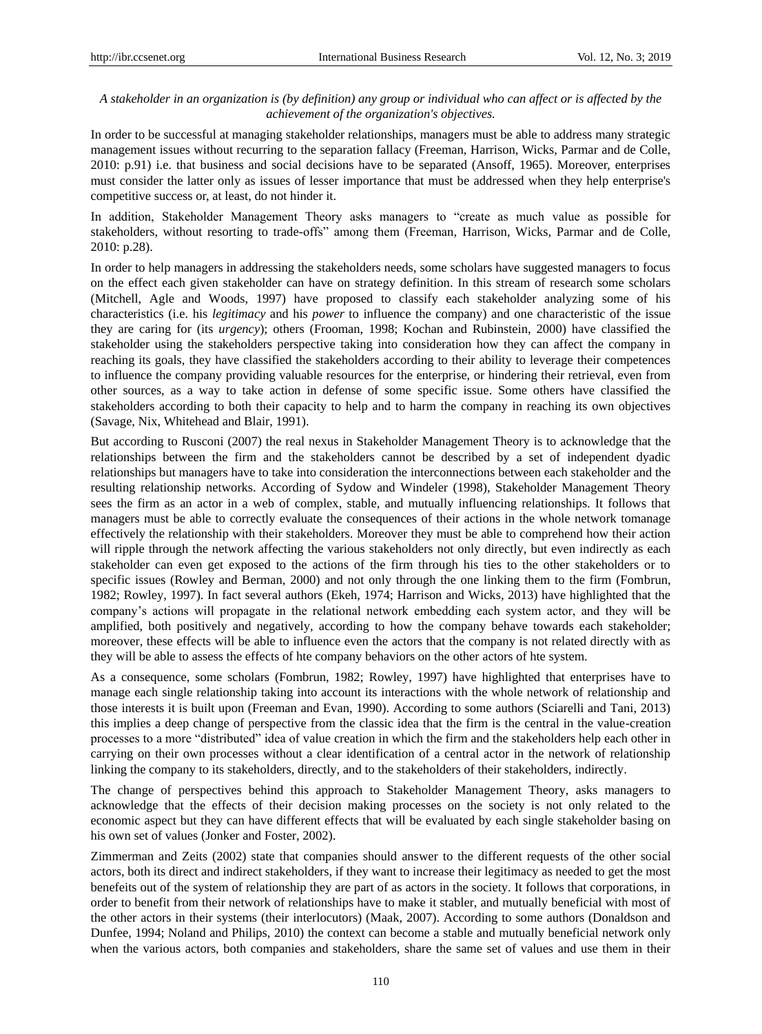*A stakeholder in an organization is (by definition) any group or individual who can affect or is affected by the achievement of the organization's objectives.*

In order to be successful at managing stakeholder relationships, managers must be able to address many strategic management issues without recurring to the separation fallacy (Freeman, Harrison, Wicks, Parmar and de Colle, 2010: p.91) i.e. that business and social decisions have to be separated (Ansoff, 1965). Moreover, enterprises must consider the latter only as issues of lesser importance that must be addressed when they help enterprise's competitive success or, at least, do not hinder it.

In addition, Stakeholder Management Theory asks managers to "create as much value as possible for stakeholders, without resorting to trade-offs" among them (Freeman, Harrison, Wicks, Parmar and de Colle, 2010: p.28).

In order to help managers in addressing the stakeholders needs, some scholars have suggested managers to focus on the effect each given stakeholder can have on strategy definition. In this stream of research some scholars (Mitchell, Agle and Woods, 1997) have proposed to classify each stakeholder analyzing some of his characteristics (i.e. his *legitimacy* and his *power* to influence the company) and one characteristic of the issue they are caring for (its *urgency*); others (Frooman, 1998; Kochan and Rubinstein, 2000) have classified the stakeholder using the stakeholders perspective taking into consideration how they can affect the company in reaching its goals, they have classified the stakeholders according to their ability to leverage their competences to influence the company providing valuable resources for the enterprise, or hindering their retrieval, even from other sources, as a way to take action in defense of some specific issue. Some others have classified the stakeholders according to both their capacity to help and to harm the company in reaching its own objectives (Savage, Nix, Whitehead and Blair, 1991).

But according to Rusconi (2007) the real nexus in Stakeholder Management Theory is to acknowledge that the relationships between the firm and the stakeholders cannot be described by a set of independent dyadic relationships but managers have to take into consideration the interconnections between each stakeholder and the resulting relationship networks. According of Sydow and Windeler (1998), Stakeholder Management Theory sees the firm as an actor in a web of complex, stable, and mutually influencing relationships. It follows that managers must be able to correctly evaluate the consequences of their actions in the whole network tomanage effectively the relationship with their stakeholders. Moreover they must be able to comprehend how their action will ripple through the network affecting the various stakeholders not only directly, but even indirectly as each stakeholder can even get exposed to the actions of the firm through his ties to the other stakeholders or to specific issues (Rowley and Berman, 2000) and not only through the one linking them to the firm (Fombrun, 1982; Rowley, 1997). In fact several authors (Ekeh, 1974; Harrison and Wicks, 2013) have highlighted that the company's actions will propagate in the relational network embedding each system actor, and they will be amplified, both positively and negatively, according to how the company behave towards each stakeholder; moreover, these effects will be able to influence even the actors that the company is not related directly with as they will be able to assess the effects of hte company behaviors on the other actors of hte system.

As a consequence, some scholars (Fombrun, 1982; Rowley, 1997) have highlighted that enterprises have to manage each single relationship taking into account its interactions with the whole network of relationship and those interests it is built upon (Freeman and Evan, 1990). According to some authors (Sciarelli and Tani, 2013) this implies a deep change of perspective from the classic idea that the firm is the central in the value-creation processes to a more "distributed" idea of value creation in which the firm and the stakeholders help each other in carrying on their own processes without a clear identification of a central actor in the network of relationship linking the company to its stakeholders, directly, and to the stakeholders of their stakeholders, indirectly.

The change of perspectives behind this approach to Stakeholder Management Theory, asks managers to acknowledge that the effects of their decision making processes on the society is not only related to the economic aspect but they can have different effects that will be evaluated by each single stakeholder basing on his own set of values (Jonker and Foster, 2002).

Zimmerman and Zeits (2002) state that companies should answer to the different requests of the other social actors, both its direct and indirect stakeholders, if they want to increase their legitimacy as needed to get the most benefeits out of the system of relationship they are part of as actors in the society. It follows that corporations, in order to benefit from their network of relationships have to make it stabler, and mutually beneficial with most of the other actors in their systems (their interlocutors) (Maak, 2007). According to some authors (Donaldson and Dunfee, 1994; Noland and Philips, 2010) the context can become a stable and mutually beneficial network only when the various actors, both companies and stakeholders, share the same set of values and use them in their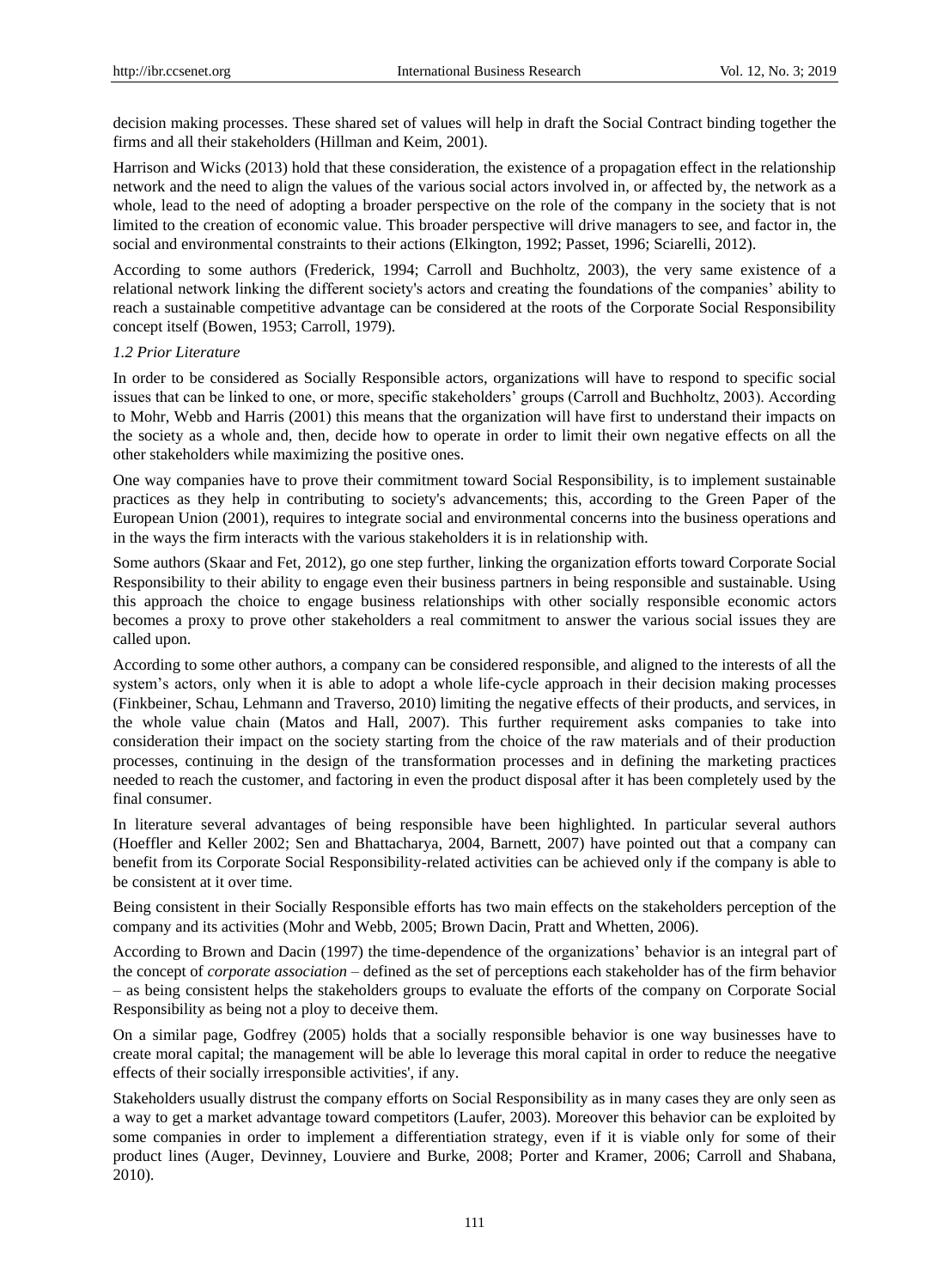decision making processes. These shared set of values will help in draft the Social Contract binding together the firms and all their stakeholders (Hillman and Keim, 2001).

Harrison and Wicks (2013) hold that these consideration, the existence of a propagation effect in the relationship network and the need to align the values of the various social actors involved in, or affected by, the network as a whole, lead to the need of adopting a broader perspective on the role of the company in the society that is not limited to the creation of economic value. This broader perspective will drive managers to see, and factor in, the social and environmental constraints to their actions (Elkington, 1992; Passet, 1996; Sciarelli, 2012).

According to some authors (Frederick, 1994; Carroll and Buchholtz, 2003), the very same existence of a relational network linking the different society's actors and creating the foundations of the companies' ability to reach a sustainable competitive advantage can be considered at the roots of the Corporate Social Responsibility concept itself (Bowen, 1953; Carroll, 1979).

### *1.2 Prior Literature*

In order to be considered as Socially Responsible actors, organizations will have to respond to specific social issues that can be linked to one, or more, specific stakeholders' groups (Carroll and Buchholtz, 2003). According to Mohr, Webb and Harris (2001) this means that the organization will have first to understand their impacts on the society as a whole and, then, decide how to operate in order to limit their own negative effects on all the other stakeholders while maximizing the positive ones.

One way companies have to prove their commitment toward Social Responsibility, is to implement sustainable practices as they help in contributing to society's advancements; this, according to the Green Paper of the European Union (2001), requires to integrate social and environmental concerns into the business operations and in the ways the firm interacts with the various stakeholders it is in relationship with.

Some authors (Skaar and Fet, 2012), go one step further, linking the organization efforts toward Corporate Social Responsibility to their ability to engage even their business partners in being responsible and sustainable. Using this approach the choice to engage business relationships with other socially responsible economic actors becomes a proxy to prove other stakeholders a real commitment to answer the various social issues they are called upon.

According to some other authors, a company can be considered responsible, and aligned to the interests of all the system's actors, only when it is able to adopt a whole life-cycle approach in their decision making processes (Finkbeiner, Schau, Lehmann and Traverso, 2010) limiting the negative effects of their products, and services, in the whole value chain (Matos and Hall, 2007). This further requirement asks companies to take into consideration their impact on the society starting from the choice of the raw materials and of their production processes, continuing in the design of the transformation processes and in defining the marketing practices needed to reach the customer, and factoring in even the product disposal after it has been completely used by the final consumer.

In literature several advantages of being responsible have been highlighted. In particular several authors (Hoeffler and Keller 2002; Sen and Bhattacharya, 2004, Barnett, 2007) have pointed out that a company can benefit from its Corporate Social Responsibility-related activities can be achieved only if the company is able to be consistent at it over time.

Being consistent in their Socially Responsible efforts has two main effects on the stakeholders perception of the company and its activities (Mohr and Webb, 2005; Brown Dacin, Pratt and Whetten, 2006).

According to Brown and Dacin (1997) the time-dependence of the organizations' behavior is an integral part of the concept of *corporate association* – defined as the set of perceptions each stakeholder has of the firm behavior – as being consistent helps the stakeholders groups to evaluate the efforts of the company on Corporate Social Responsibility as being not a ploy to deceive them.

On a similar page, Godfrey (2005) holds that a socially responsible behavior is one way businesses have to create moral capital; the management will be able lo leverage this moral capital in order to reduce the neegative effects of their socially irresponsible activities', if any.

Stakeholders usually distrust the company efforts on Social Responsibility as in many cases they are only seen as a way to get a market advantage toward competitors (Laufer, 2003). Moreover this behavior can be exploited by some companies in order to implement a differentiation strategy, even if it is viable only for some of their product lines (Auger, Devinney, Louviere and Burke, 2008; Porter and Kramer, 2006; Carroll and Shabana, 2010).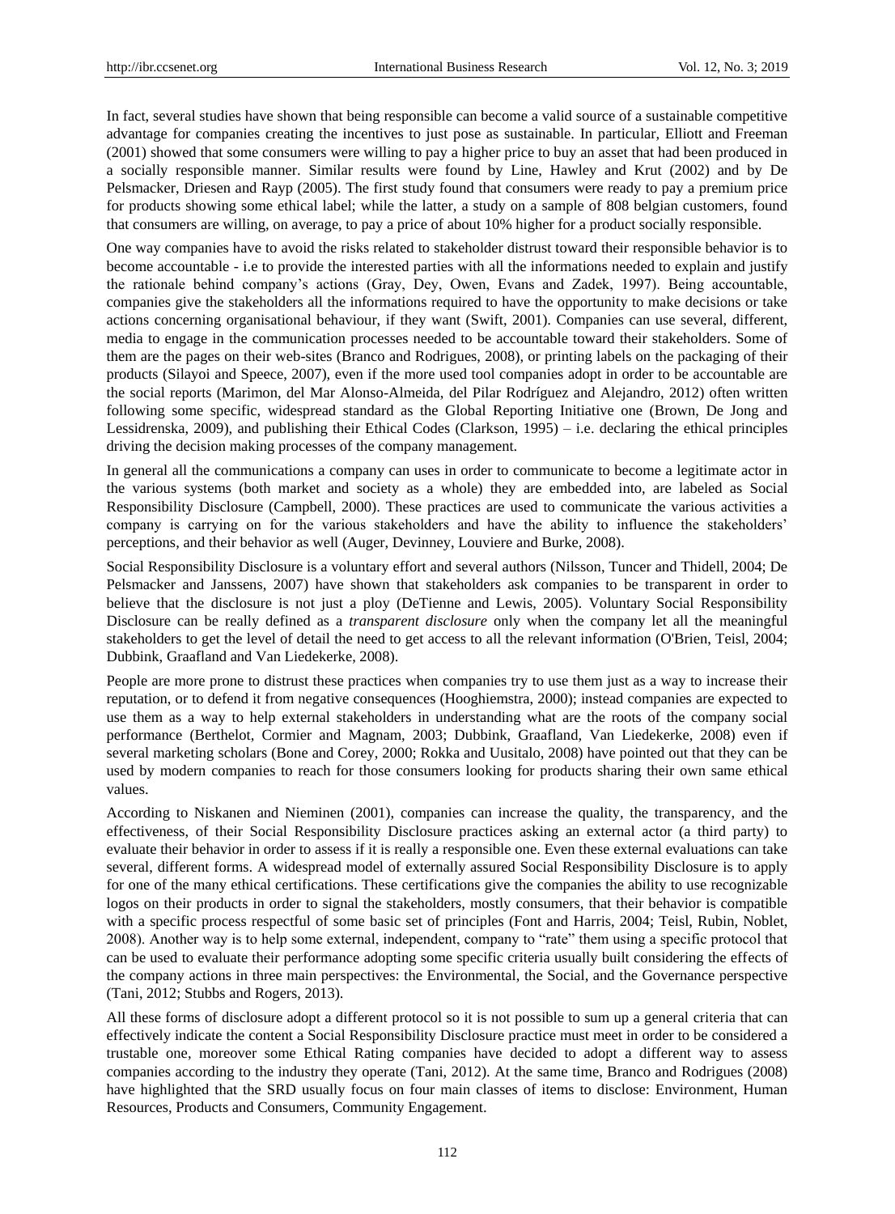In fact, several studies have shown that being responsible can become a valid source of a sustainable competitive advantage for companies creating the incentives to just pose as sustainable. In particular, Elliott and Freeman (2001) showed that some consumers were willing to pay a higher price to buy an asset that had been produced in a socially responsible manner. Similar results were found by Line, Hawley and Krut (2002) and by De Pelsmacker, Driesen and Rayp (2005). The first study found that consumers were ready to pay a premium price for products showing some ethical label; while the latter, a study on a sample of 808 belgian customers, found that consumers are willing, on average, to pay a price of about 10% higher for a product socially responsible.

One way companies have to avoid the risks related to stakeholder distrust toward their responsible behavior is to become accountable - i.e to provide the interested parties with all the informations needed to explain and justify the rationale behind company's actions (Gray, Dey, Owen, Evans and Zadek, 1997). Being accountable, companies give the stakeholders all the informations required to have the opportunity to make decisions or take actions concerning organisational behaviour, if they want (Swift, 2001). Companies can use several, different, media to engage in the communication processes needed to be accountable toward their stakeholders. Some of them are the pages on their web-sites (Branco and Rodrigues, 2008), or printing labels on the packaging of their products (Silayoi and Speece, 2007), even if the more used tool companies adopt in order to be accountable are the social reports (Marimon, del Mar Alonso-Almeida, del Pilar Rodríguez and Alejandro, 2012) often written following some specific, widespread standard as the Global Reporting Initiative one (Brown, De Jong and Lessidrenska, 2009), and publishing their Ethical Codes (Clarkson, 1995) – i.e. declaring the ethical principles driving the decision making processes of the company management.

In general all the communications a company can uses in order to communicate to become a legitimate actor in the various systems (both market and society as a whole) they are embedded into, are labeled as Social Responsibility Disclosure (Campbell, 2000). These practices are used to communicate the various activities a company is carrying on for the various stakeholders and have the ability to influence the stakeholders' perceptions, and their behavior as well (Auger, Devinney, Louviere and Burke, 2008).

Social Responsibility Disclosure is a voluntary effort and several authors (Nilsson, Tuncer and Thidell, 2004; De Pelsmacker and Janssens, 2007) have shown that stakeholders ask companies to be transparent in order to believe that the disclosure is not just a ploy (DeTienne and Lewis, 2005). Voluntary Social Responsibility Disclosure can be really defined as a *transparent disclosure* only when the company let all the meaningful stakeholders to get the level of detail the need to get access to all the relevant information (O'Brien, Teisl, 2004; Dubbink, Graafland and Van Liedekerke, 2008).

People are more prone to distrust these practices when companies try to use them just as a way to increase their reputation, or to defend it from negative consequences (Hooghiemstra, 2000); instead companies are expected to use them as a way to help external stakeholders in understanding what are the roots of the company social performance (Berthelot, Cormier and Magnam, 2003; Dubbink, Graafland, Van Liedekerke, 2008) even if several marketing scholars (Bone and Corey, 2000; Rokka and Uusitalo, 2008) have pointed out that they can be used by modern companies to reach for those consumers looking for products sharing their own same ethical values.

According to Niskanen and Nieminen (2001), companies can increase the quality, the transparency, and the effectiveness, of their Social Responsibility Disclosure practices asking an external actor (a third party) to evaluate their behavior in order to assess if it is really a responsible one. Even these external evaluations can take several, different forms. A widespread model of externally assured Social Responsibility Disclosure is to apply for one of the many ethical certifications. These certifications give the companies the ability to use recognizable logos on their products in order to signal the stakeholders, mostly consumers, that their behavior is compatible with a specific process respectful of some basic set of principles (Font and Harris, 2004; Teisl, Rubin, Noblet, 2008). Another way is to help some external, independent, company to "rate" them using a specific protocol that can be used to evaluate their performance adopting some specific criteria usually built considering the effects of the company actions in three main perspectives: the Environmental, the Social, and the Governance perspective (Tani, 2012; Stubbs and Rogers, 2013).

All these forms of disclosure adopt a different protocol so it is not possible to sum up a general criteria that can effectively indicate the content a Social Responsibility Disclosure practice must meet in order to be considered a trustable one, moreover some Ethical Rating companies have decided to adopt a different way to assess companies according to the industry they operate (Tani, 2012). At the same time, Branco and Rodrigues (2008) have highlighted that the SRD usually focus on four main classes of items to disclose: Environment, Human Resources, Products and Consumers, Community Engagement.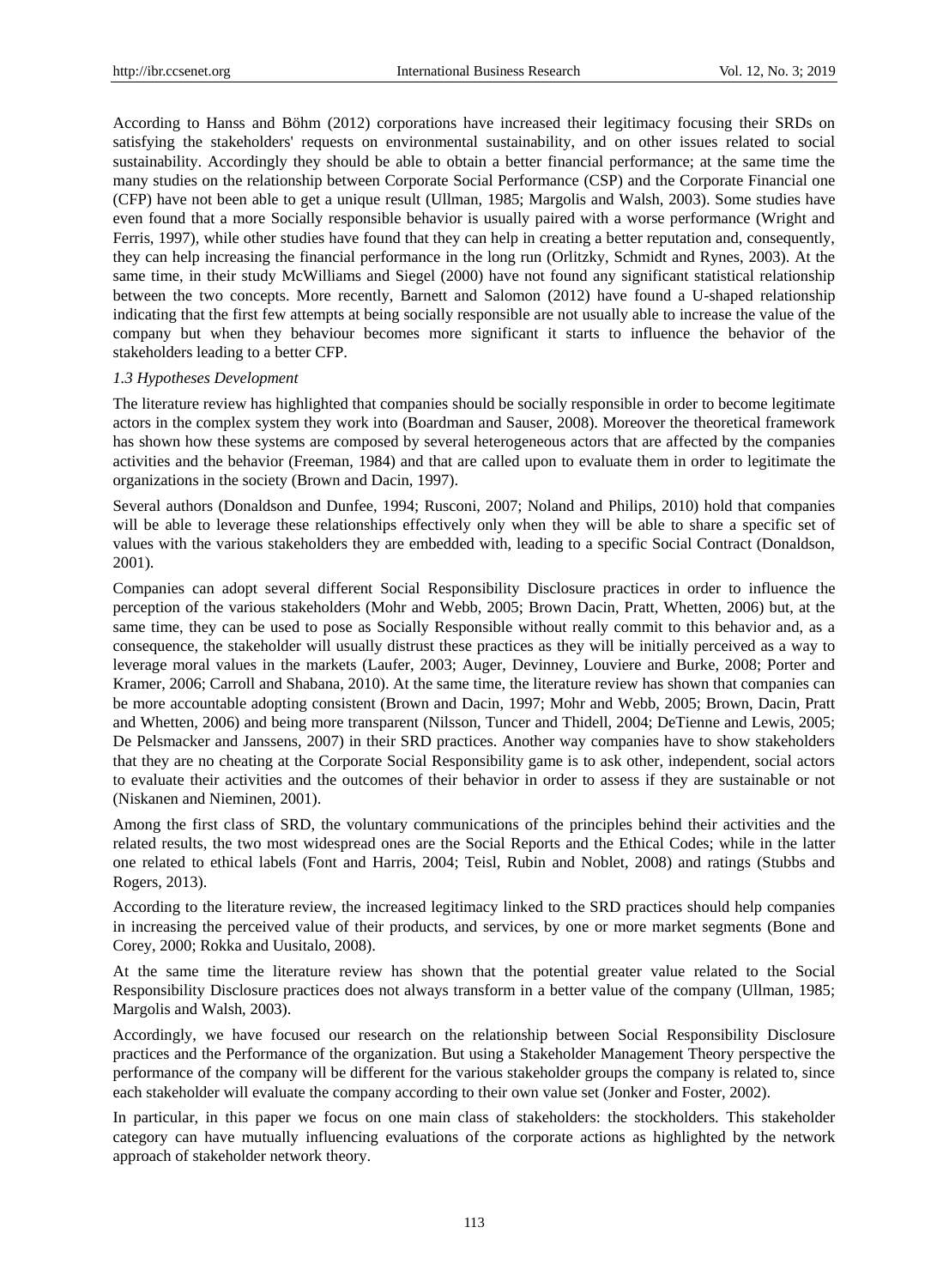According to Hanss and Böhm (2012) corporations have increased their legitimacy focusing their SRDs on satisfying the stakeholders' requests on environmental sustainability, and on other issues related to social sustainability. Accordingly they should be able to obtain a better financial performance; at the same time the many studies on the relationship between Corporate Social Performance (CSP) and the Corporate Financial one (CFP) have not been able to get a unique result (Ullman, 1985; Margolis and Walsh, 2003). Some studies have even found that a more Socially responsible behavior is usually paired with a worse performance (Wright and Ferris, 1997), while other studies have found that they can help in creating a better reputation and, consequently, they can help increasing the financial performance in the long run (Orlitzky, Schmidt and Rynes, 2003). At the same time, in their study McWilliams and Siegel (2000) have not found any significant statistical relationship between the two concepts. More recently, Barnett and Salomon (2012) have found a U-shaped relationship indicating that the first few attempts at being socially responsible are not usually able to increase the value of the company but when they behaviour becomes more significant it starts to influence the behavior of the stakeholders leading to a better CFP.

### *1.3 Hypotheses Development*

The literature review has highlighted that companies should be socially responsible in order to become legitimate actors in the complex system they work into (Boardman and Sauser, 2008). Moreover the theoretical framework has shown how these systems are composed by several heterogeneous actors that are affected by the companies activities and the behavior (Freeman, 1984) and that are called upon to evaluate them in order to legitimate the organizations in the society (Brown and Dacin, 1997).

Several authors (Donaldson and Dunfee, 1994; Rusconi, 2007; Noland and Philips, 2010) hold that companies will be able to leverage these relationships effectively only when they will be able to share a specific set of values with the various stakeholders they are embedded with, leading to a specific Social Contract (Donaldson, 2001).

Companies can adopt several different Social Responsibility Disclosure practices in order to influence the perception of the various stakeholders (Mohr and Webb, 2005; Brown Dacin, Pratt, Whetten, 2006) but, at the same time, they can be used to pose as Socially Responsible without really commit to this behavior and, as a consequence, the stakeholder will usually distrust these practices as they will be initially perceived as a way to leverage moral values in the markets (Laufer, 2003; Auger, Devinney, Louviere and Burke, 2008; Porter and Kramer, 2006; Carroll and Shabana, 2010). At the same time, the literature review has shown that companies can be more accountable adopting consistent (Brown and Dacin, 1997; Mohr and Webb, 2005; Brown, Dacin, Pratt and Whetten, 2006) and being more transparent (Nilsson, Tuncer and Thidell, 2004; DeTienne and Lewis, 2005; De Pelsmacker and Janssens, 2007) in their SRD practices. Another way companies have to show stakeholders that they are no cheating at the Corporate Social Responsibility game is to ask other, independent, social actors to evaluate their activities and the outcomes of their behavior in order to assess if they are sustainable or not (Niskanen and Nieminen, 2001).

Among the first class of SRD, the voluntary communications of the principles behind their activities and the related results, the two most widespread ones are the Social Reports and the Ethical Codes; while in the latter one related to ethical labels (Font and Harris, 2004; Teisl, Rubin and Noblet, 2008) and ratings (Stubbs and Rogers, 2013).

According to the literature review, the increased legitimacy linked to the SRD practices should help companies in increasing the perceived value of their products, and services, by one or more market segments (Bone and Corey, 2000; Rokka and Uusitalo, 2008).

At the same time the literature review has shown that the potential greater value related to the Social Responsibility Disclosure practices does not always transform in a better value of the company (Ullman, 1985; Margolis and Walsh, 2003).

Accordingly, we have focused our research on the relationship between Social Responsibility Disclosure practices and the Performance of the organization. But using a Stakeholder Management Theory perspective the performance of the company will be different for the various stakeholder groups the company is related to, since each stakeholder will evaluate the company according to their own value set (Jonker and Foster, 2002).

In particular, in this paper we focus on one main class of stakeholders: the stockholders. This stakeholder category can have mutually influencing evaluations of the corporate actions as highlighted by the network approach of stakeholder network theory.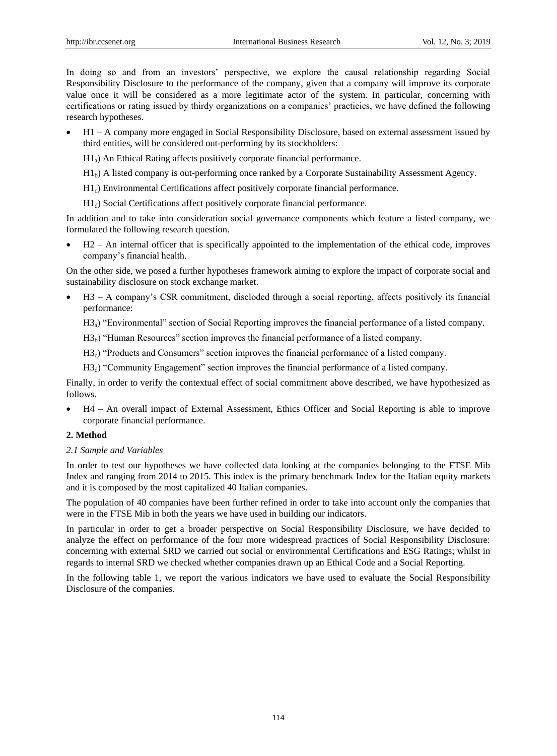In doing so and from an investors' perspective, we explore the causal relationship regarding Social Responsibility Disclosure to the performance of the company, given that a company will improve its corporate value once it will be considered as a more legitimate actor of the system. In particular, concerning with certifications or rating issued by thirdy organizations on a companies' practicies, we have defined the following research hypotheses.

- H1 – A company more engaged in Social Responsibility Disclosure, based on external assessment issued by third entities, will be considered out-performing by its stockholders:

  $H1_a$) An Ethical Rating affects positively corporate financial performance.

  $H1_b$) A listed company is out-performing once ranked by a Corporate Sustainability Assessment Agency.

  $H1_c$) Environmental Certifications affect positively corporate financial performance.

  $H1_d$) Social Certifications affect positively corporate financial performance.

In addition and to take into consideration social governance components which feature a listed company, we formulated the following research question.

- H2 – An internal officer that is specifically appointed to the implementation of the ethical code, improves company's financial health.

On the other side, we posed a further hypotheses framework aiming to explore the impact of corporate social and sustainability disclosure on stock exchange market.

- H3 – A company's CSR commitment, discloded through a social reporting, affects positively its financial performance:

  $H3_a$) "Environmental" section of Social Reporting improves the financial performance of a listed company.

  $H3_b$) "Human Resources" section improves the financial performance of a listed company.

  $H3_c$) "Products and Consumers" section improves the financial performance of a listed company.

  $H3_d$) "Community Engagement" section improves the financial performance of a listed company.

Finally, in order to verify the contextual effect of social commitment above described, we have hypothesized as follows.

- H4 – An overall impact of External Assessment, Ethics Officer and Social Reporting is able to improve corporate financial performance.

## 2. Method

### *2.1 Sample and Variables*

In order to test our hypotheses we have collected data looking at the companies belonging to the FTSE Mib Index and ranging from 2014 to 2015. This index is the primary benchmark Index for the Italian equity markets and it is composed by the most capitalized 40 Italian companies.

The population of 40 companies have been further refined in order to take into account only the companies that were in the FTSE Mib in both the years we have used in building our indicators.

In particular in order to get a broader perspective on Social Responsibility Disclosure, we have decided to analyze the effect on performance of the four more widespread practices of Social Responsibility Disclosure: concerning with external SRD we carried out social or environmental Certifications and ESG Ratings; whilst in regards to internal SRD we checked whether companies drawn up an Ethical Code and a Social Reporting.

In the following table 1, we report the various indicators we have used to evaluate the Social Responsibility Disclosure of the companies.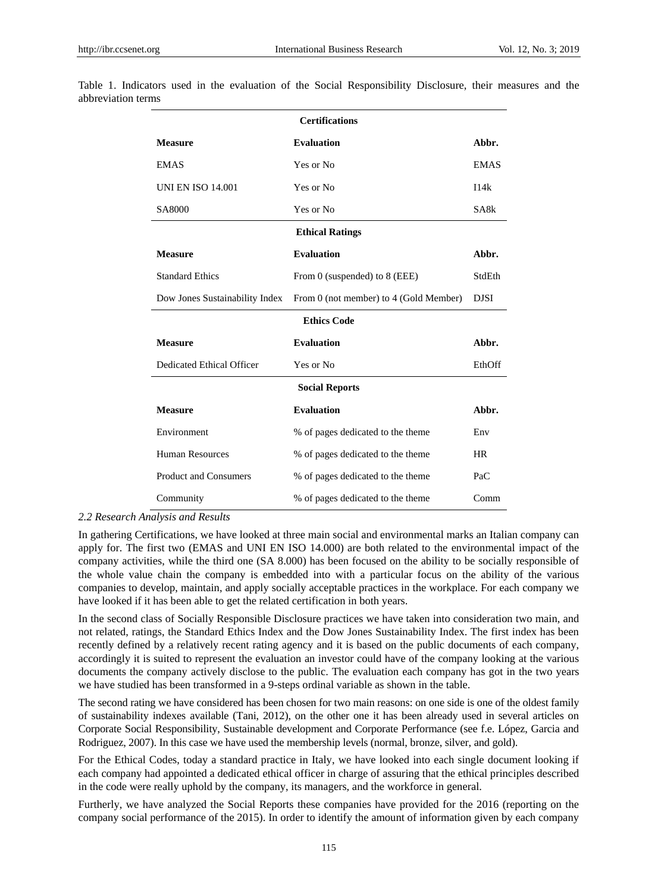Table 1. Indicators used in the evaluation of the Social Responsibility Disclosure, their measures and the abbreviation terms

| **Certifications** | | |
|---|---|---|
| **Measure** | **Evaluation** | **Abbr.** |
| EMAS | Yes or No | EMAS |
| UNI EN ISO 14.001 | Yes or No | I14k |
| SA8000 | Yes or No | SA8k |
| **Ethical Ratings** | | |
| **Measure** | **Evaluation** | **Abbr.** |
| Standard Ethics | From 0 (suspended) to 8 (EEE) | StdEth |
| Dow Jones Sustainability Index | From 0 (not member) to 4 (Gold Member) | DJSI |
| **Ethics Code** | | |
| **Measure** | **Evaluation** | **Abbr.** |
| Dedicated Ethical Officer | Yes or No | EthOff |
| **Social Reports** | | |
| **Measure** | **Evaluation** | **Abbr.** |
| Environment | % of pages dedicated to the theme | Env |
| Human Resources | % of pages dedicated to the theme | HR |
| Product and Consumers | % of pages dedicated to the theme | PaC |
| Community | % of pages dedicated to the theme | Comm |

### *2.2 Research Analysis and Results*

In gathering Certifications, we have looked at three main social and environmental marks an Italian company can apply for. The first two (EMAS and UNI EN ISO 14.000) are both related to the environmental impact of the company activities, while the third one (SA 8.000) has been focused on the ability to be socially responsible of the whole value chain the company is embedded into with a particular focus on the ability of the various companies to develop, maintain, and apply socially acceptable practices in the workplace. For each company we have looked if it has been able to get the related certification in both years.

In the second class of Socially Responsible Disclosure practices we have taken into consideration two main, and not related, ratings, the Standard Ethics Index and the Dow Jones Sustainability Index. The first index has been recently defined by a relatively recent rating agency and it is based on the public documents of each company, accordingly it is suited to represent the evaluation an investor could have of the company looking at the various documents the company actively disclose to the public. The evaluation each company has got in the two years we have studied has been transformed in a 9-steps ordinal variable as shown in the table.

The second rating we have considered has been chosen for two main reasons: on one side is one of the oldest family of sustainability indexes available (Tani, 2012), on the other one it has been already used in several articles on Corporate Social Responsibility, Sustainable development and Corporate Performance (see f.e. López, Garcia and Rodriguez, 2007). In this case we have used the membership levels (normal, bronze, silver, and gold).

For the Ethical Codes, today a standard practice in Italy, we have looked into each single document looking if each company had appointed a dedicated ethical officer in charge of assuring that the ethical principles described in the code were really uphold by the company, its managers, and the workforce in general.

Furtherly, we have analyzed the Social Reports these companies have provided for the 2016 (reporting on the company social performance of the 2015). In order to identify the amount of information given by each company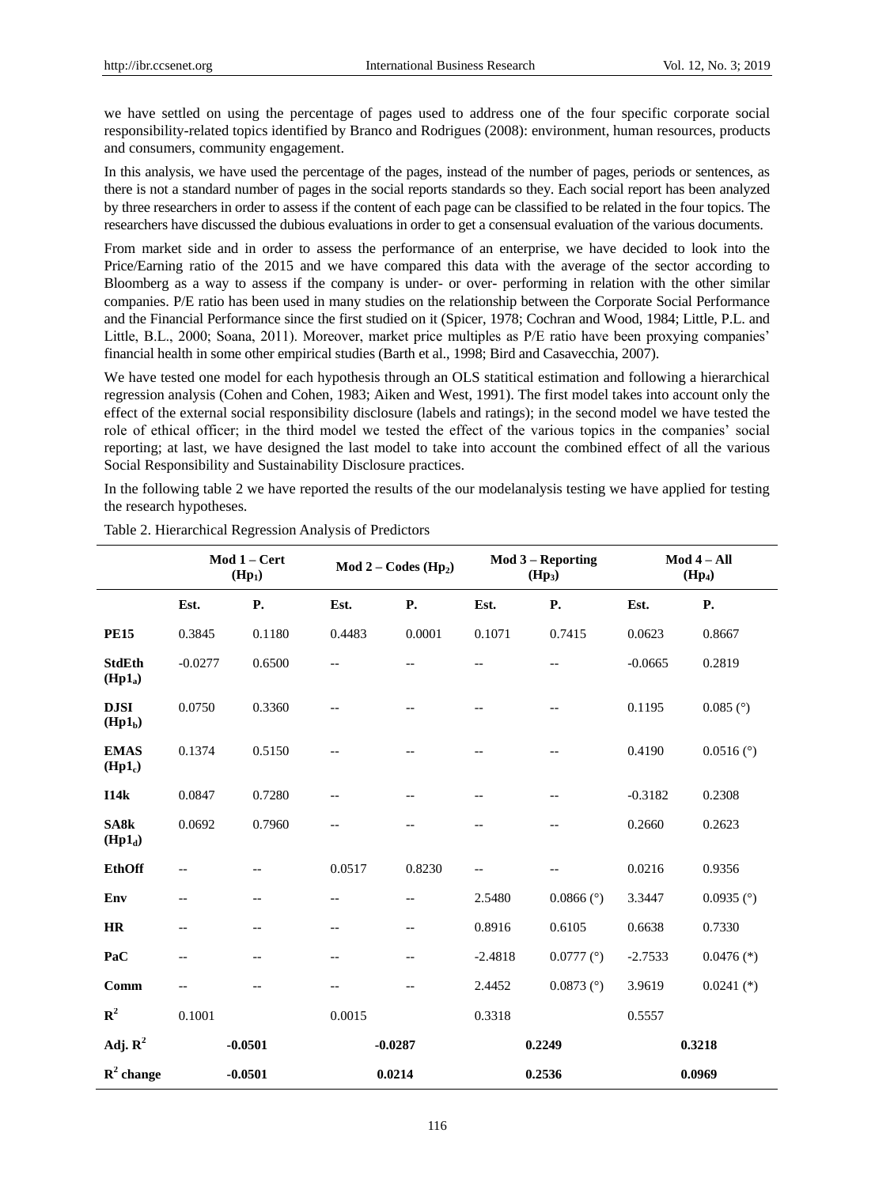we have settled on using the percentage of pages used to address one of the four specific corporate social responsibility-related topics identified by Branco and Rodrigues (2008): environment, human resources, products and consumers, community engagement.

In this analysis, we have used the percentage of the pages, instead of the number of pages, periods or sentences, as there is not a standard number of pages in the social reports standards so they. Each social report has been analyzed by three researchers in order to assess if the content of each page can be classified to be related in the four topics. The researchers have discussed the dubious evaluations in order to get a consensual evaluation of the various documents.

From market side and in order to assess the performance of an enterprise, we have decided to look into the Price/Earning ratio of the 2015 and we have compared this data with the average of the sector according to Bloomberg as a way to assess if the company is under- or over- performing in relation with the other similar companies. P/E ratio has been used in many studies on the relationship between the Corporate Social Performance and the Financial Performance since the first studied on it (Spicer, 1978; Cochran and Wood, 1984; Little, P.L. and Little, B.L., 2000; Soana, 2011). Moreover, market price multiples as P/E ratio have been proxying companies' financial health in some other empirical studies (Barth et al., 1998; Bird and Casavecchia, 2007).

We have tested one model for each hypothesis through an OLS statitical estimation and following a hierarchical regression analysis (Cohen and Cohen, 1983; Aiken and West, 1991). The first model takes into account only the effect of the external social responsibility disclosure (labels and ratings); in the second model we have tested the role of ethical officer; in the third model we tested the effect of the various topics in the companies' social reporting; at last, we have designed the last model to take into account the combined effect of all the various Social Responsibility and Sustainability Disclosure practices.

In the following table 2 we have reported the results of the our modelanalysis testing we have applied for testing the research hypotheses.

Table 2. Hierarchical Regression Analysis of Predictors

| | Mod 1 – Cert ($Hp_1$) | | Mod 2 – Codes ($Hp_2$) | | Mod 3 – Reporting ($Hp_3$) | | Mod 4 – All ($Hp_4$) | |
|---|---|---|---|---|---|---|---|---|
| | **Est.** | **P.** | **Est.** | **P.** | **Est.** | **P.** | **Est.** | **P.** |
| **PE15** | 0.3845 | 0.1180 | 0.4483 | 0.0001 | 0.1071 | 0.7415 | 0.0623 | 0.8667 |
| **StdEth ($Hp1_a$)** | -0.0277 | 0.6500 | -- | -- | -- | -- | -0.0665 | 0.2819 |
| **DJSI ($Hp1_b$)** | 0.0750 | 0.3360 | -- | -- | -- | -- | 0.1195 | 0.085 (°) |
| **EMAS ($Hp1_c$)** | 0.1374 | 0.5150 | -- | -- | -- | -- | 0.4190 | 0.0516 (°) |
| **I14k** | 0.0847 | 0.7280 | -- | -- | -- | -- | -0.3182 | 0.2308 |
| **SA8k ($Hp1_d$)** | 0.0692 | 0.7960 | -- | -- | -- | -- | 0.2660 | 0.2623 |
| **EthOff** | -- | -- | 0.0517 | 0.8230 | -- | -- | 0.0216 | 0.9356 |
| **Env** | -- | -- | -- | -- | 2.5480 | 0.0866 (°) | 3.3447 | 0.0935 (°) |
| **HR** | -- | -- | -- | -- | 0.8916 | 0.6105 | 0.6638 | 0.7330 |
| **PaC** | -- | -- | -- | -- | -2.4818 | 0.0777 (°) | -2.7533 | 0.0476 (*) |
| **Comm** | -- | -- | -- | -- | 2.4452 | 0.0873 (°) | 3.9619 | 0.0241 (*) |
| **$R^2$** | 0.1001 | | 0.0015 | | 0.3318 | | 0.5557 | |
| **Adj. $R^2$** | -0.0501 | | -0.0287 | | 0.2249 | | 0.3218 | |
| **$R^2$ change** | -0.0501 | | 0.0214 | | 0.2536 | | 0.0969 | |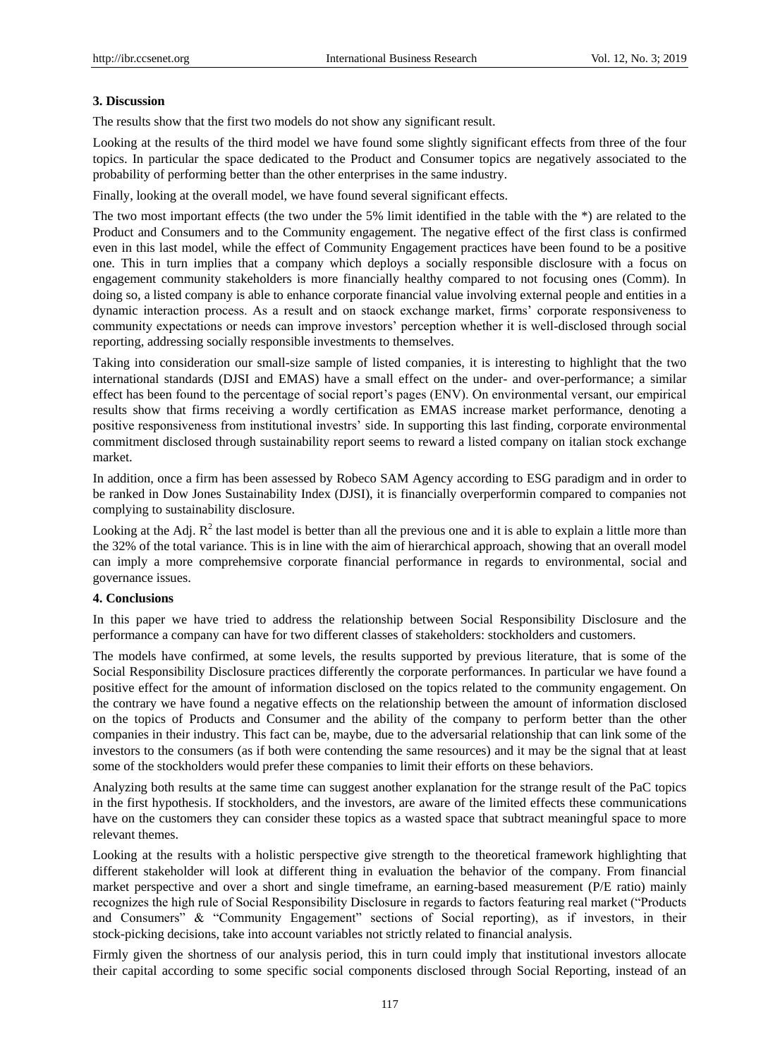### 3. Discussion

The results show that the first two models do not show any significant result.

Looking at the results of the third model we have found some slightly significant effects from three of the four topics. In particular the space dedicated to the Product and Consumer topics are negatively associated to the probability of performing better than the other enterprises in the same industry.

Finally, looking at the overall model, we have found several significant effects.

The two most important effects (the two under the 5% limit identified in the table with the *) are related to the Product and Consumers and to the Community engagement. The negative effect of the first class is confirmed even in this last model, while the effect of Community Engagement practices have been found to be a positive one. This in turn implies that a company which deploys a socially responsible disclosure with a focus on engagement community stakeholders is more financially healthy compared to not focusing ones (Comm). In doing so, a listed company is able to enhance corporate financial value involving external people and entities in a dynamic interaction process. As a result and on staock exchange market, firms' corporate responsiveness to community expectations or needs can improve investors' perception whether it is well-disclosed through social reporting, addressing socially responsible investments to themselves.

Taking into consideration our small-size sample of listed companies, it is interesting to highlight that the two international standards (DJSI and EMAS) have a small effect on the under- and over-performance; a similar effect has been found to the percentage of social report's pages (ENV). On environmental versant, our empirical results show that firms receiving a wordly certification as EMAS increase market performance, denoting a positive responsiveness from institutional investrs' side. In supporting this last finding, corporate environmental commitment disclosed through sustainability report seems to reward a listed company on italian stock exchange market.

In addition, once a firm has been assessed by Robeco SAM Agency according to ESG paradigm and in order to be ranked in Dow Jones Sustainability Index (DJSI), it is financially overperformin compared to companies not complying to sustainability disclosure.

Looking at the Adj. $R^2$ the last model is better than all the previous one and it is able to explain a little more than the 32% of the total variance. This is in line with the aim of hierarchical approach, showing that an overall model can imply a more comprehemsive corporate financial performance in regards to environmental, social and governance issues.

### 4. Conclusions

In this paper we have tried to address the relationship between Social Responsibility Disclosure and the performance a company can have for two different classes of stakeholders: stockholders and customers.

The models have confirmed, at some levels, the results supported by previous literature, that is some of the Social Responsibility Disclosure practices differently the corporate performances. In particular we have found a positive effect for the amount of information disclosed on the topics related to the community engagement. On the contrary we have found a negative effects on the relationship between the amount of information disclosed on the topics of Products and Consumer and the ability of the company to perform better than the other companies in their industry. This fact can be, maybe, due to the adversarial relationship that can link some of the investors to the consumers (as if both were contending the same resources) and it may be the signal that at least some of the stockholders would prefer these companies to limit their efforts on these behaviors.

Analyzing both results at the same time can suggest another explanation for the strange result of the PaC topics in the first hypothesis. If stockholders, and the investors, are aware of the limited effects these communications have on the customers they can consider these topics as a wasted space that subtract meaningful space to more relevant themes.

Looking at the results with a holistic perspective give strength to the theoretical framework highlighting that different stakeholder will look at different thing in evaluation the behavior of the company. From financial market perspective and over a short and single timeframe, an earning-based measurement (P/E ratio) mainly recognizes the high rule of Social Responsibility Disclosure in regards to factors featuring real market ("Products and Consumers" & "Community Engagement" sections of Social reporting), as if investors, in their stock-picking decisions, take into account variables not strictly related to financial analysis.

Firmly given the shortness of our analysis period, this in turn could imply that institutional investors allocate their capital according to some specific social components disclosed through Social Reporting, instead of an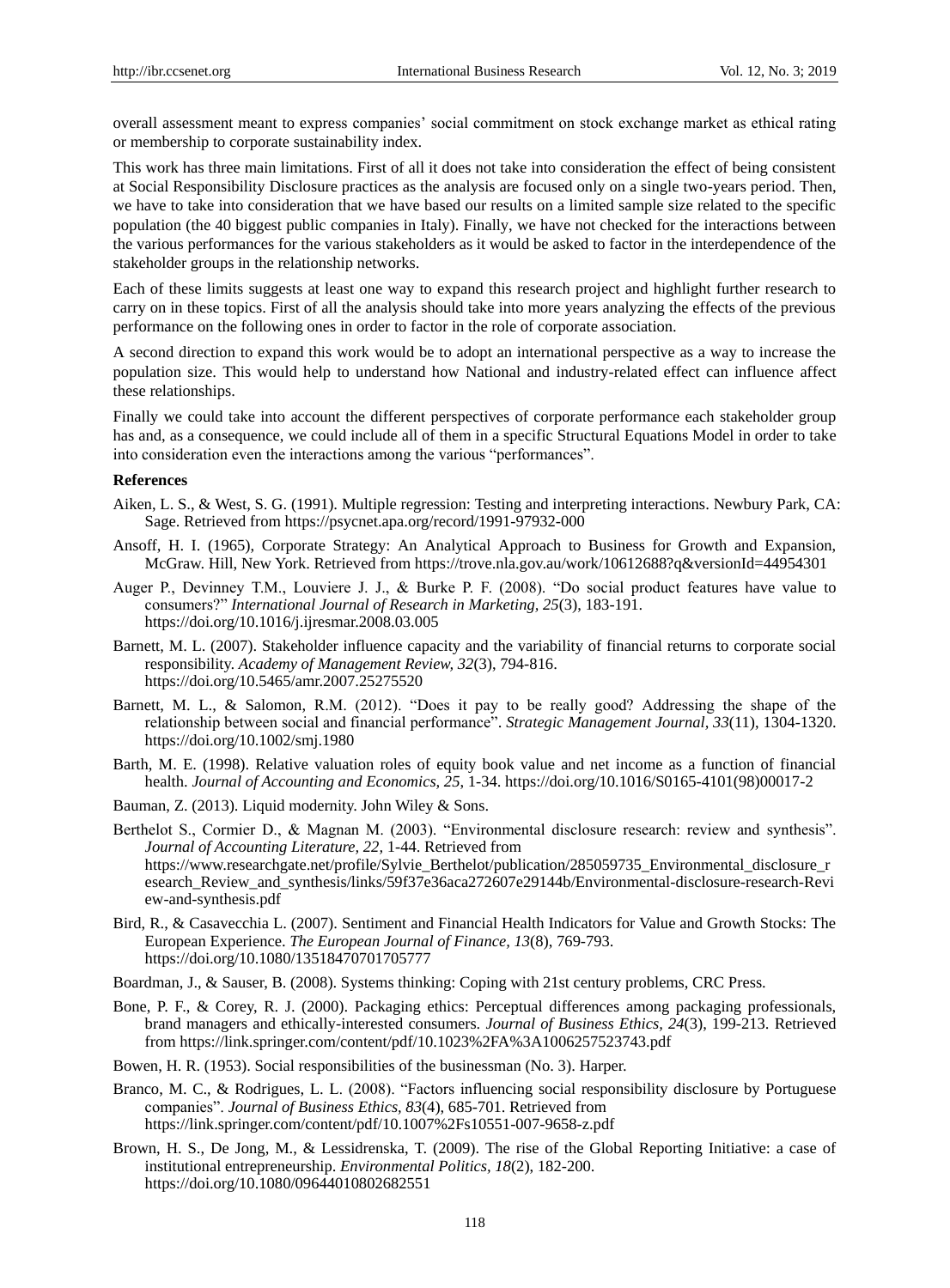overall assessment meant to express companies' social commitment on stock exchange market as ethical rating or membership to corporate sustainability index.

This work has three main limitations. First of all it does not take into consideration the effect of being consistent at Social Responsibility Disclosure practices as the analysis are focused only on a single two-years period. Then, we have to take into consideration that we have based our results on a limited sample size related to the specific population (the 40 biggest public companies in Italy). Finally, we have not checked for the interactions between the various performances for the various stakeholders as it would be asked to factor in the interdependence of the stakeholder groups in the relationship networks.

Each of these limits suggests at least one way to expand this research project and highlight further research to carry on in these topics. First of all the analysis should take into more years analyzing the effects of the previous performance on the following ones in order to factor in the role of corporate association.

A second direction to expand this work would be to adopt an international perspective as a way to increase the population size. This would help to understand how National and industry-related effect can influence affect these relationships.

Finally we could take into account the different perspectives of corporate performance each stakeholder group has and, as a consequence, we could include all of them in a specific Structural Equations Model in order to take into consideration even the interactions among the various "performances".

**References**

Aiken, L. S., & West, S. G. (1991). Multiple regression: Testing and interpreting interactions. Newbury Park, CA: Sage. Retrieved from https://psycnet.apa.org/record/1991-97932-000

Ansoff, H. I. (1965), Corporate Strategy: An Analytical Approach to Business for Growth and Expansion, McGraw. Hill, New York. Retrieved from https://trove.nla.gov.au/work/10612688?q&versionId=44954301

Auger P., Devinney T.M., Louviere J. J., & Burke P. F. (2008). "Do social product features have value to consumers?" *International Journal of Research in Marketing, 25*(3), 183-191. https://doi.org/10.1016/j.ijresmar.2008.03.005

Barnett, M. L. (2007). Stakeholder influence capacity and the variability of financial returns to corporate social responsibility. *Academy of Management Review, 32*(3), 794-816. https://doi.org/10.5465/amr.2007.25275520

Barnett, M. L., & Salomon, R.M. (2012). "Does it pay to be really good? Addressing the shape of the relationship between social and financial performance". *Strategic Management Journal, 33*(11), 1304-1320. https://doi.org/10.1002/smj.1980

Barth, M. E. (1998). Relative valuation roles of equity book value and net income as a function of financial health. *Journal of Accounting and Economics, 25*, 1-34. https://doi.org/10.1016/S0165-4101(98)00017-2

Bauman, Z. (2013). Liquid modernity. John Wiley & Sons.

Berthelot S., Cormier D., & Magnan M. (2003). "Environmental disclosure research: review and synthesis". *Journal of Accounting Literature, 22,* 1-44. Retrieved from https://www.researchgate.net/profile/Sylvie_Berthelot/publication/285059735_Environmental_disclosure_research_Review_and_synthesis/links/59f37e36aca272607e29144b/Environmental-disclosure-research-Review-and-synthesis.pdf

Bird, R., & Casavecchia L. (2007). Sentiment and Financial Health Indicators for Value and Growth Stocks: The European Experience. *The European Journal of Finance, 13*(8), 769-793. https://doi.org/10.1080/13518470701705777

Boardman, J., & Sauser, B. (2008). Systems thinking: Coping with 21st century problems, CRC Press.

Bone, P. F., & Corey, R. J. (2000). Packaging ethics: Perceptual differences among packaging professionals, brand managers and ethically-interested consumers. *Journal of Business Ethics, 24*(3), 199-213. Retrieved from https://link.springer.com/content/pdf/10.1023%2FA%3A1006257523743.pdf

Bowen, H. R. (1953). Social responsibilities of the businessman (No. 3). Harper.

Branco, M. C., & Rodrigues, L. L. (2008). "Factors influencing social responsibility disclosure by Portuguese companies". *Journal of Business Ethics, 83*(4), 685-701. Retrieved from https://link.springer.com/content/pdf/10.1007%2Fs10551-007-9658-z.pdf

Brown, H. S., De Jong, M., & Lessidrenska, T. (2009). The rise of the Global Reporting Initiative: a case of institutional entrepreneurship. *Environmental Politics, 18*(2), 182-200. https://doi.org/10.1080/09644010802682551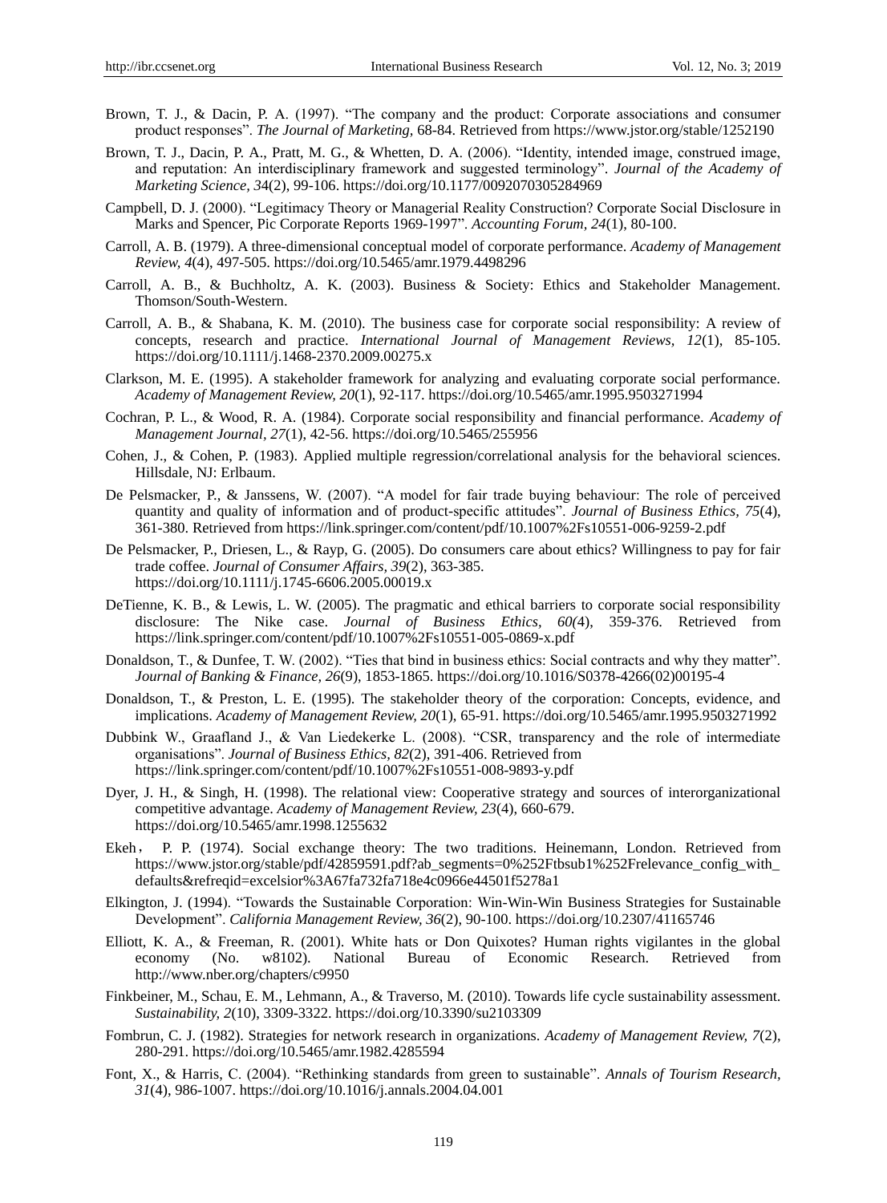Brown, T. J., & Dacin, P. A. (1997). "The company and the product: Corporate associations and consumer product responses". *The Journal of Marketing,* 68-84. Retrieved from https://www.jstor.org/stable/1252190

Brown, T. J., Dacin, P. A., Pratt, M. G., & Whetten, D. A. (2006). "Identity, intended image, construed image, and reputation: An interdisciplinary framework and suggested terminology". *Journal of the Academy of Marketing Science, 3*4(2), 99-106. https://doi.org/10.1177/0092070305284969

Campbell, D. J. (2000). "Legitimacy Theory or Managerial Reality Construction? Corporate Social Disclosure in Marks and Spencer, Pic Corporate Reports 1969-1997". *Accounting Forum, 24*(1), 80-100.

Carroll, A. B. (1979). A three-dimensional conceptual model of corporate performance. *Academy of Management Review, 4*(4), 497-505. https://doi.org/10.5465/amr.1979.4498296

Carroll, A. B., & Buchholtz, A. K. (2003). Business & Society: Ethics and Stakeholder Management. Thomson/South-Western.

Carroll, A. B., & Shabana, K. M. (2010). The business case for corporate social responsibility: A review of concepts, research and practice. *International Journal of Management Reviews, 12*(1), 85-105. https://doi.org/10.1111/j.1468-2370.2009.00275.x

Clarkson, M. E. (1995). A stakeholder framework for analyzing and evaluating corporate social performance. *Academy of Management Review, 20*(1), 92-117. https://doi.org/10.5465/amr.1995.9503271994

Cochran, P. L., & Wood, R. A. (1984). Corporate social responsibility and financial performance. *Academy of Management Journal, 27*(1), 42-56. https://doi.org/10.5465/255956

Cohen, J., & Cohen, P. (1983). Applied multiple regression/correlational analysis for the behavioral sciences. Hillsdale, NJ: Erlbaum.

De Pelsmacker, P., & Janssens, W. (2007). "A model for fair trade buying behaviour: The role of perceived quantity and quality of information and of product-specific attitudes". *Journal of Business Ethics, 75*(4), 361-380. Retrieved from https://link.springer.com/content/pdf/10.1007%2Fs10551-006-9259-2.pdf

De Pelsmacker, P., Driesen, L., & Rayp, G. (2005). Do consumers care about ethics? Willingness to pay for fair trade coffee. *Journal of Consumer Affairs, 39*(2), 363-385. https://doi.org/10.1111/j.1745-6606.2005.00019.x

DeTienne, K. B., & Lewis, L. W. (2005). The pragmatic and ethical barriers to corporate social responsibility disclosure: The Nike case. *Journal of Business Ethics, 60*(4), 359-376. Retrieved from https://link.springer.com/content/pdf/10.1007%2Fs10551-005-0869-x.pdf

Donaldson, T., & Dunfee, T. W. (2002). "Ties that bind in business ethics: Social contracts and why they matter". *Journal of Banking & Finance, 26*(9), 1853-1865. https://doi.org/10.1016/S0378-4266(02)00195-4

Donaldson, T., & Preston, L. E. (1995). The stakeholder theory of the corporation: Concepts, evidence, and implications. *Academy of Management Review, 20*(1), 65-91. https://doi.org/10.5465/amr.1995.9503271992

Dubbink W., Graafland J., & Van Liedekerke L. (2008). "CSR, transparency and the role of intermediate organisations". *Journal of Business Ethics, 82*(2), 391-406. Retrieved from https://link.springer.com/content/pdf/10.1007%2Fs10551-008-9893-y.pdf

Dyer, J. H., & Singh, H. (1998). The relational view: Cooperative strategy and sources of interorganizational competitive advantage. *Academy of Management Review, 23*(4), 660-679. https://doi.org/10.5465/amr.1998.1255632

Ekeh， P. P. (1974). Social exchange theory: The two traditions. Heinemann, London. Retrieved from https://www.jstor.org/stable/pdf/42859591.pdf?ab_segments=0%252Ftbsub1%252Frelevance_config_with_defaults&refreqid=excelsior%3A67fa732fa718e4c0966e44501f5278a1

Elkington, J. (1994). "Towards the Sustainable Corporation: Win-Win-Win Business Strategies for Sustainable Development". *California Management Review, 36*(2), 90-100. https://doi.org/10.2307/41165746

Elliott, K. A., & Freeman, R. (2001). White hats or Don Quixotes? Human rights vigilantes in the global economy (No. w8102). National Bureau of Economic Research. Retrieved from http://www.nber.org/chapters/c9950

Finkbeiner, M., Schau, E. M., Lehmann, A., & Traverso, M. (2010). Towards life cycle sustainability assessment. *Sustainability, 2*(10), 3309-3322. https://doi.org/10.3390/su2103309

Fombrun, C. J. (1982). Strategies for network research in organizations. *Academy of Management Review, 7*(2), 280-291. https://doi.org/10.5465/amr.1982.4285594

Font, X., & Harris, C. (2004). "Rethinking standards from green to sustainable". *Annals of Tourism Research, 31*(4), 986-1007. https://doi.org/10.1016/j.annals.2004.04.001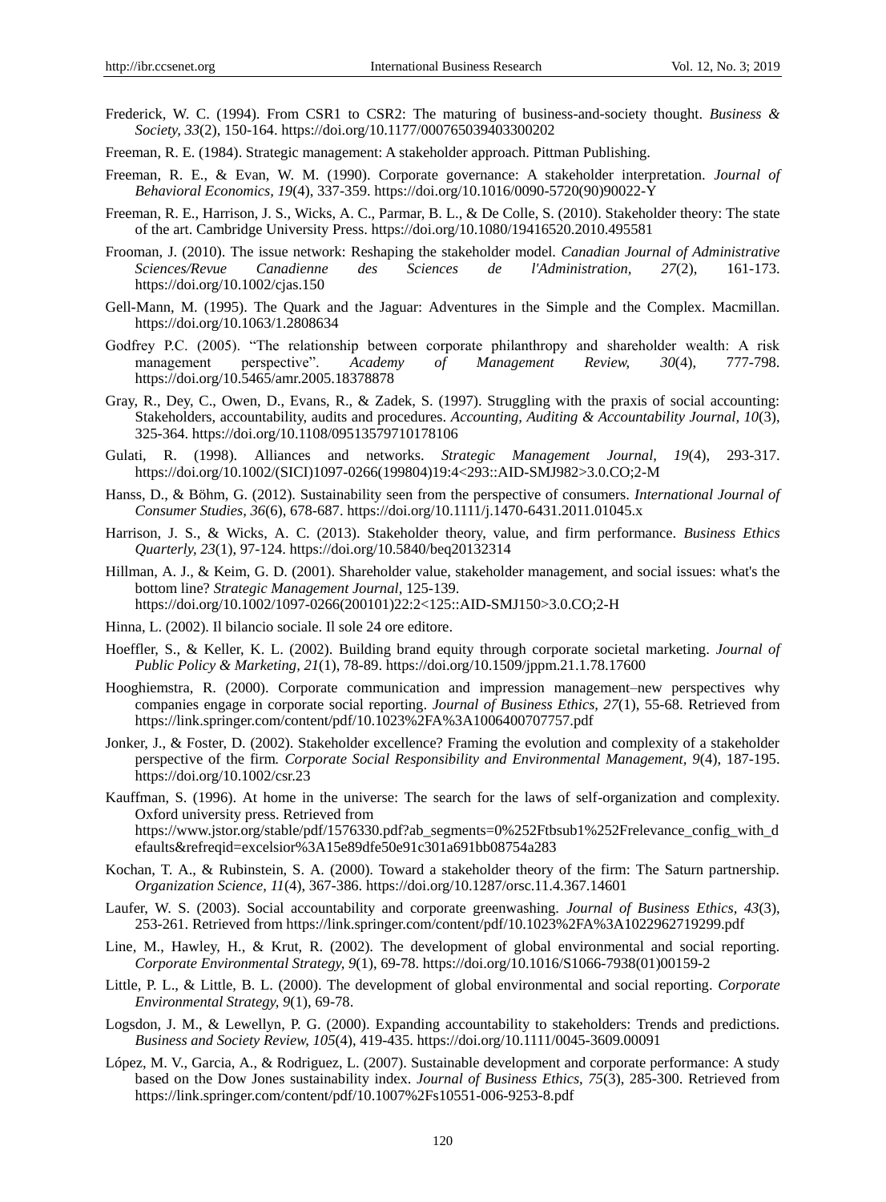Frederick, W. C. (1994). From CSR1 to CSR2: The maturing of business-and-society thought. *Business & Society, 33*(2), 150-164. https://doi.org/10.1177/000765039403300202

Freeman, R. E. (1984). Strategic management: A stakeholder approach. Pittman Publishing.

Freeman, R. E., & Evan, W. M. (1990). Corporate governance: A stakeholder interpretation. *Journal of Behavioral Economics, 19*(4), 337-359. https://doi.org/10.1016/0090-5720(90)90022-Y

Freeman, R. E., Harrison, J. S., Wicks, A. C., Parmar, B. L., & De Colle, S. (2010). Stakeholder theory: The state of the art. Cambridge University Press. https://doi.org/10.1080/19416520.2010.495581

Frooman, J. (2010). The issue network: Reshaping the stakeholder model. *Canadian Journal of Administrative Sciences/Revue Canadienne des Sciences de l'Administration, 27*(2), 161-173. https://doi.org/10.1002/cjas.150

Gell-Mann, M. (1995). The Quark and the Jaguar: Adventures in the Simple and the Complex. Macmillan. https://doi.org/10.1063/1.2808634

Godfrey P.C. (2005). "The relationship between corporate philanthropy and shareholder wealth: A risk management perspective". *Academy of Management Review, 30*(4), 777-798. https://doi.org/10.5465/amr.2005.18378878

Gray, R., Dey, C., Owen, D., Evans, R., & Zadek, S. (1997). Struggling with the praxis of social accounting: Stakeholders, accountability, audits and procedures. *Accounting, Auditing & Accountability Journal, 10*(3), 325-364. https://doi.org/10.1108/09513579710178106

Gulati, R. (1998). Alliances and networks. *Strategic Management Journal, 19*(4), 293-317. https://doi.org/10.1002/(SICI)1097-0266(199804)19:4<293::AID-SMJ982>3.0.CO;2-M

Hanss, D., & Böhm, G. (2012). Sustainability seen from the perspective of consumers. *International Journal of Consumer Studies, 36*(6), 678-687. https://doi.org/10.1111/j.1470-6431.2011.01045.x

Harrison, J. S., & Wicks, A. C. (2013). Stakeholder theory, value, and firm performance. *Business Ethics Quarterly, 23*(1), 97-124. https://doi.org/10.5840/beq20132314

Hillman, A. J., & Keim, G. D. (2001). Shareholder value, stakeholder management, and social issues: what's the bottom line? *Strategic Management Journal*, 125-139. https://doi.org/10.1002/1097-0266(200101)22:2<125::AID-SMJ150>3.0.CO;2-H

Hinna, L. (2002). Il bilancio sociale. Il sole 24 ore editore.

Hoeffler, S., & Keller, K. L. (2002). Building brand equity through corporate societal marketing. *Journal of Public Policy & Marketing, 21*(1), 78-89. https://doi.org/10.1509/jppm.21.1.78.17600

Hooghiemstra, R. (2000). Corporate communication and impression management–new perspectives why companies engage in corporate social reporting. *Journal of Business Ethics, 27*(1), 55-68. Retrieved from https://link.springer.com/content/pdf/10.1023%2FA%3A1006400707757.pdf

Jonker, J., & Foster, D. (2002). Stakeholder excellence? Framing the evolution and complexity of a stakeholder perspective of the firm. *Corporate Social Responsibility and Environmental Management, 9*(4), 187-195. https://doi.org/10.1002/csr.23

Kauffman, S. (1996). At home in the universe: The search for the laws of self-organization and complexity. Oxford university press. Retrieved from https://www.jstor.org/stable/pdf/1576330.pdf?ab_segments=0%252Ftbsub1%252Frelevance_config_with_defaults&refreqid=excelsior%3A15e89dfe50e91c301a691bb08754a283

Kochan, T. A., & Rubinstein, S. A. (2000). Toward a stakeholder theory of the firm: The Saturn partnership. *Organization Science, 11*(4), 367-386. https://doi.org/10.1287/orsc.11.4.367.14601

Laufer, W. S. (2003). Social accountability and corporate greenwashing. *Journal of Business Ethics, 43*(3), 253-261. Retrieved from https://link.springer.com/content/pdf/10.1023%2FA%3A1022962719299.pdf

Line, M., Hawley, H., & Krut, R. (2002). The development of global environmental and social reporting. *Corporate Environmental Strategy, 9*(1), 69-78. https://doi.org/10.1016/S1066-7938(01)00159-2

Little, P. L., & Little, B. L. (2000). The development of global environmental and social reporting. *Corporate Environmental Strategy, 9*(1), 69-78.

Logsdon, J. M., & Lewellyn, P. G. (2000). Expanding accountability to stakeholders: Trends and predictions. *Business and Society Review, 105*(4), 419-435. https://doi.org/10.1111/0045-3609.00091

López, M. V., Garcia, A., & Rodriguez, L. (2007). Sustainable development and corporate performance: A study based on the Dow Jones sustainability index. *Journal of Business Ethics, 75*(3), 285-300. Retrieved from https://link.springer.com/content/pdf/10.1007%2Fs10551-006-9253-8.pdf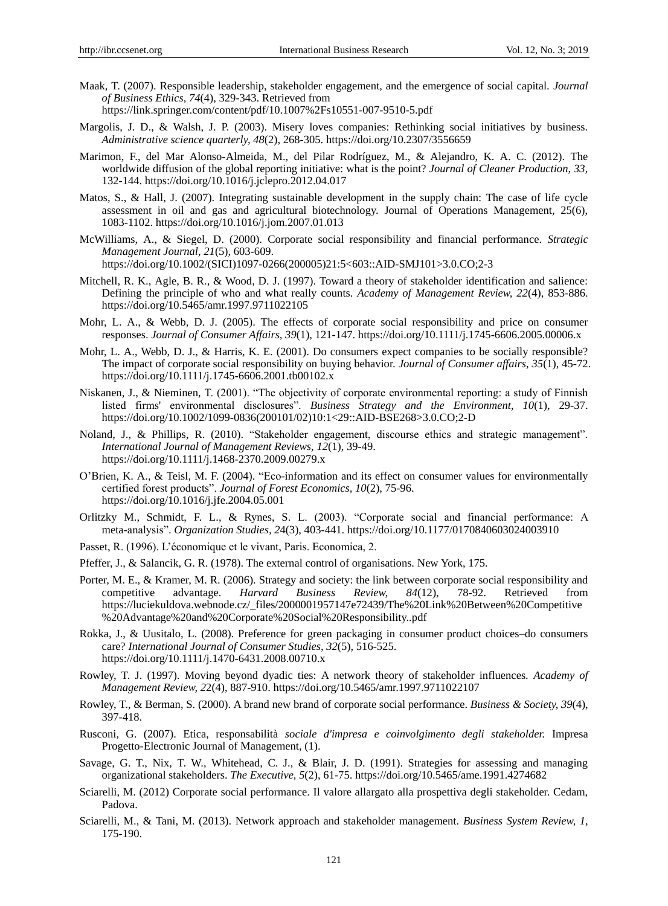Maak, T. (2007). Responsible leadership, stakeholder engagement, and the emergence of social capital. *Journal of Business Ethics, 74*(4), 329-343. Retrieved from https://link.springer.com/content/pdf/10.1007%2Fs10551-007-9510-5.pdf

Margolis, J. D., & Walsh, J. P. (2003). Misery loves companies: Rethinking social initiatives by business. *Administrative science quarterly, 48*(2), 268-305. https://doi.org/10.2307/3556659

Marimon, F., del Mar Alonso-Almeida, M., del Pilar Rodríguez, M., & Alejandro, K. A. C. (2012). The worldwide diffusion of the global reporting initiative: what is the point? *Journal of Cleaner Production, 33*, 132-144. https://doi.org/10.1016/j.jclepro.2012.04.017

Matos, S., & Hall, J. (2007). Integrating sustainable development in the supply chain: The case of life cycle assessment in oil and gas and agricultural biotechnology. Journal of Operations Management, 25(6), 1083-1102. https://doi.org/10.1016/j.jom.2007.01.013

McWilliams, A., & Siegel, D. (2000). Corporate social responsibility and financial performance. *Strategic Management Journal, 21*(5), 603-609. https://doi.org/10.1002/(SICI)1097-0266(200005)21:5<603::AID-SMJ101>3.0.CO;2-3

Mitchell, R. K., Agle, B. R., & Wood, D. J. (1997). Toward a theory of stakeholder identification and salience: Defining the principle of who and what really counts. *Academy of Management Review, 22*(4), 853-886. https://doi.org/10.5465/amr.1997.9711022105

Mohr, L. A., & Webb, D. J. (2005). The effects of corporate social responsibility and price on consumer responses. *Journal of Consumer Affairs, 39*(1), 121-147. https://doi.org/10.1111/j.1745-6606.2005.00006.x

Mohr, L. A., Webb, D. J., & Harris, K. E. (2001). Do consumers expect companies to be socially responsible? The impact of corporate social responsibility on buying behavior. *Journal of Consumer affairs, 35*(1), 45-72. https://doi.org/10.1111/j.1745-6606.2001.tb00102.x

Niskanen, J., & Nieminen, T. (2001). "The objectivity of corporate environmental reporting: a study of Finnish listed firms' environmental disclosures". *Business Strategy and the Environment, 10*(1), 29-37. https://doi.org/10.1002/1099-0836(200101/02)10:1<29::AID-BSE268>3.0.CO;2-D

Noland, J., & Phillips, R. (2010). "Stakeholder engagement, discourse ethics and strategic management". *International Journal of Management Reviews, 12*(1), 39-49. https://doi.org/10.1111/j.1468-2370.2009.00279.x

O'Brien, K. A., & Teisl, M. F. (2004). "Eco-information and its effect on consumer values for environmentally certified forest products". *Journal of Forest Economics, 10*(2), 75-96. https://doi.org/10.1016/j.jfe.2004.05.001

Orlitzky M., Schmidt, F. L., & Rynes, S. L. (2003). "Corporate social and financial performance: A meta-analysis". *Organization Studies, 24*(3), 403-441. https://doi.org/10.1177/0170840603024003910

Passet, R. (1996). L'économique et le vivant, Paris. Economica, 2.

Pfeffer, J., & Salancik, G. R. (1978). The external control of organisations. New York, 175.

Porter, M. E., & Kramer, M. R. (2006). Strategy and society: the link between corporate social responsibility and competitive advantage. *Harvard Business Review, 84*(12), 78-92. Retrieved from https://luciekuldova.webnode.cz/_files/200000195714 7e72439/The%20Link%20Between%20Competitive%20Advantage%20and%20Corporate%20Social%20Responsibility..pdf

Rokka, J., & Uusitalo, L. (2008). Preference for green packaging in consumer product choices–do consumers care? *International Journal of Consumer Studies, 32*(5), 516-525. https://doi.org/10.1111/j.1470-6431.2008.00710.x

Rowley, T. J. (1997). Moving beyond dyadic ties: A network theory of stakeholder influences. *Academy of Management Review, 22*(4), 887-910. https://doi.org/10.5465/amr.1997.9711022107

Rowley, T., & Berman, S. (2000). A brand new brand of corporate social performance. *Business & Society, 39*(4), 397-418.

Rusconi, G. (2007). Etica, responsabilità *sociale d'impresa e coinvolgimento degli stakeholder.* Impresa Progetto-Electronic Journal of Management, (1).

Savage, G. T., Nix, T. W., Whitehead, C. J., & Blair, J. D. (1991). Strategies for assessing and managing organizational stakeholders. *The Executive, 5*(2), 61-75. https://doi.org/10.5465/ame.1991.4274682

Sciarelli, M. (2012) Corporate social performance. Il valore allargato alla prospettiva degli stakeholder. Cedam, Padova.

Sciarelli, M., & Tani, M. (2013). Network approach and stakeholder management. *Business System Review, 1*, 175-190.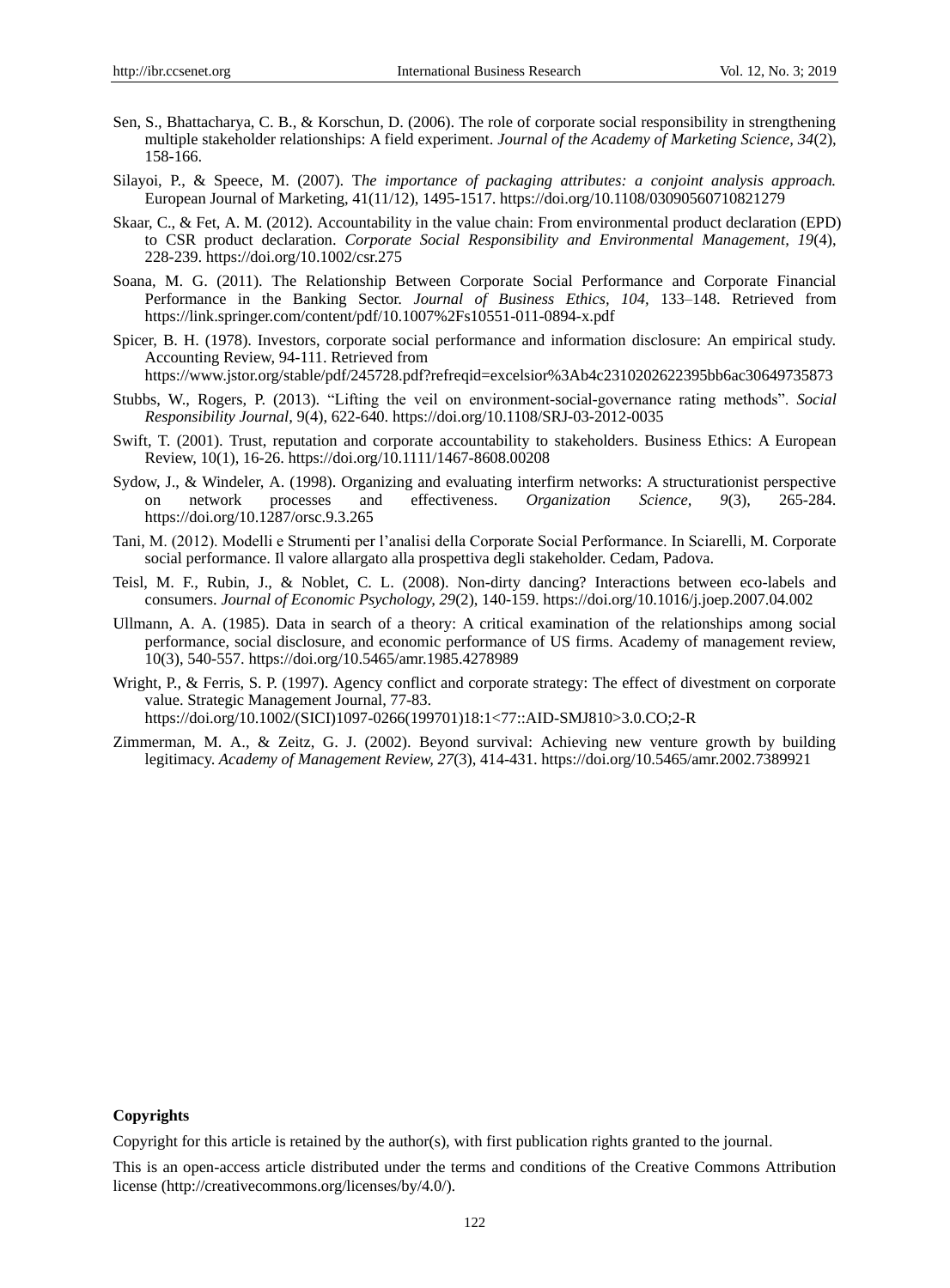Sen, S., Bhattacharya, C. B., & Korschun, D. (2006). The role of corporate social responsibility in strengthening multiple stakeholder relationships: A field experiment. *Journal of the Academy of Marketing Science, 34*(2), 158-166.

Silayoi, P., & Speece, M. (2007). T*he importance of packaging attributes: a conjoint analysis approach.* European Journal of Marketing, 41(11/12), 1495-1517. https://doi.org/10.1108/03090560710821279

Skaar, C., & Fet, A. M. (2012). Accountability in the value chain: From environmental product declaration (EPD) to CSR product declaration. *Corporate Social Responsibility and Environmental Management, 19*(4), 228-239. https://doi.org/10.1002/csr.275

Soana, M. G. (2011). The Relationship Between Corporate Social Performance and Corporate Financial Performance in the Banking Sector. *Journal of Business Ethics, 104*, 133–148. Retrieved from https://link.springer.com/content/pdf/10.1007%2Fs10551-011-0894-x.pdf

Spicer, B. H. (1978). Investors, corporate social performance and information disclosure: An empirical study. Accounting Review, 94-111. Retrieved from https://www.jstor.org/stable/pdf/245728.pdf?refreqid=excelsior%3Ab4c2310202622395bb6ac30649735873

Stubbs, W., Rogers, P. (2013). "Lifting the veil on environment-social-governance rating methods". *Social Responsibility Journal*, 9(4), 622-640. https://doi.org/10.1108/SRJ-03-2012-0035

Swift, T. (2001). Trust, reputation and corporate accountability to stakeholders. Business Ethics: A European Review, 10(1), 16-26. https://doi.org/10.1111/1467-8608.00208

Sydow, J., & Windeler, A. (1998). Organizing and evaluating interfirm networks: A structurationist perspective on network processes and effectiveness. *Organization Science, 9*(3), 265-284. https://doi.org/10.1287/orsc.9.3.265

Tani, M. (2012). Modelli e Strumenti per l'analisi della Corporate Social Performance. In Sciarelli, M. Corporate social performance. Il valore allargato alla prospettiva degli stakeholder. Cedam, Padova.

Teisl, M. F., Rubin, J., & Noblet, C. L. (2008). Non-dirty dancing? Interactions between eco-labels and consumers. *Journal of Economic Psychology, 29*(2), 140-159. https://doi.org/10.1016/j.joep.2007.04.002

Ullmann, A. A. (1985). Data in search of a theory: A critical examination of the relationships among social performance, social disclosure, and economic performance of US firms. Academy of management review, 10(3), 540-557. https://doi.org/10.5465/amr.1985.4278989

Wright, P., & Ferris, S. P. (1997). Agency conflict and corporate strategy: The effect of divestment on corporate value. Strategic Management Journal, 77-83. https://doi.org/10.1002/(SICI)1097-0266(199701)18:1<77::AID-SMJ810>3.0.CO;2-R

Zimmerman, M. A., & Zeitz, G. J. (2002). Beyond survival: Achieving new venture growth by building legitimacy. *Academy of Management Review, 27*(3), 414-431. https://doi.org/10.5465/amr.2002.7389921

**Copyrights**

Copyright for this article is retained by the author(s), with first publication rights granted to the journal.

This is an open-access article distributed under the terms and conditions of the Creative Commons Attribution license (http://creativecommons.org/licenses/by/4.0/).